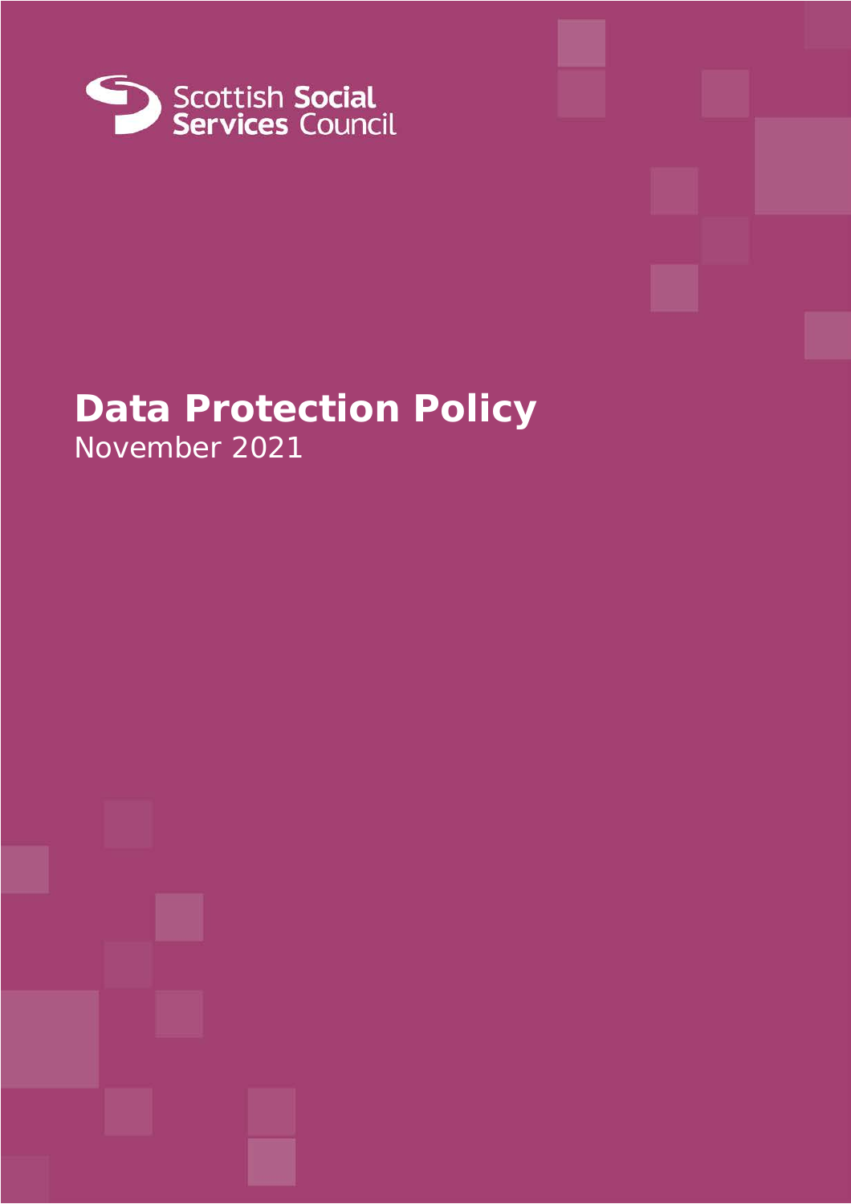Scottish Social Services Council

# Data Protection Policy

November 2021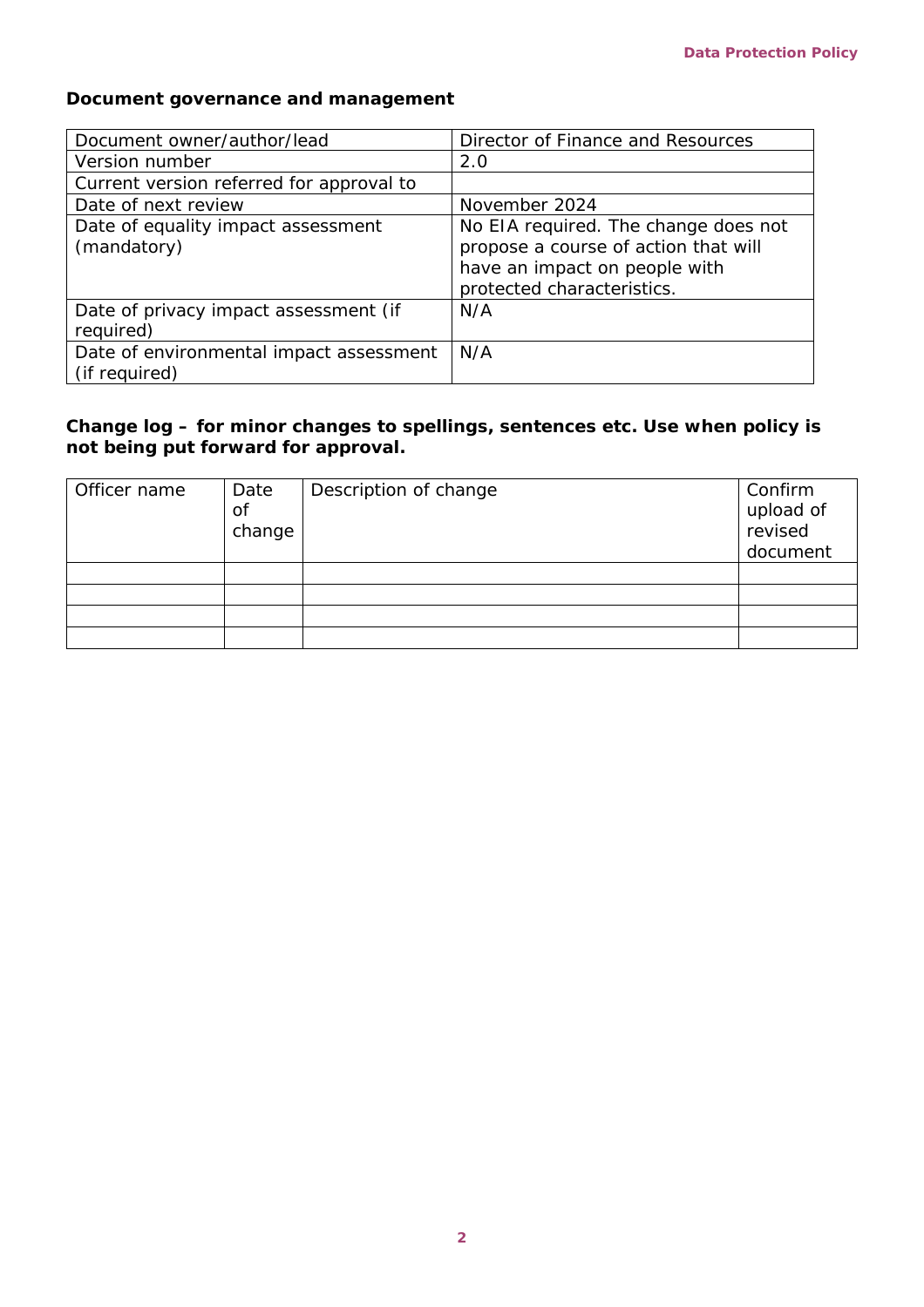**Document governance and management**

| Document owner/author/lead | Director of Finance and Resources |
|---|---|
| Version number | 2.0 |
| Current version referred for approval to | |
| Date of next review | November 2024 |
| Date of equality impact assessment (mandatory) | No EIA required. The change does not propose a course of action that will have an impact on people with protected characteristics. |
| Date of privacy impact assessment (if required) | N/A |
| Date of environmental impact assessment (if required) | N/A |

**Change log – for minor changes to spellings, sentences etc. Use when policy is not being put forward for approval.**

| Officer name | Date of change | Description of change | Confirm upload of revised document |
|---|---|---|---|
| | | | |
| | | | |
| | | | |
| | | | |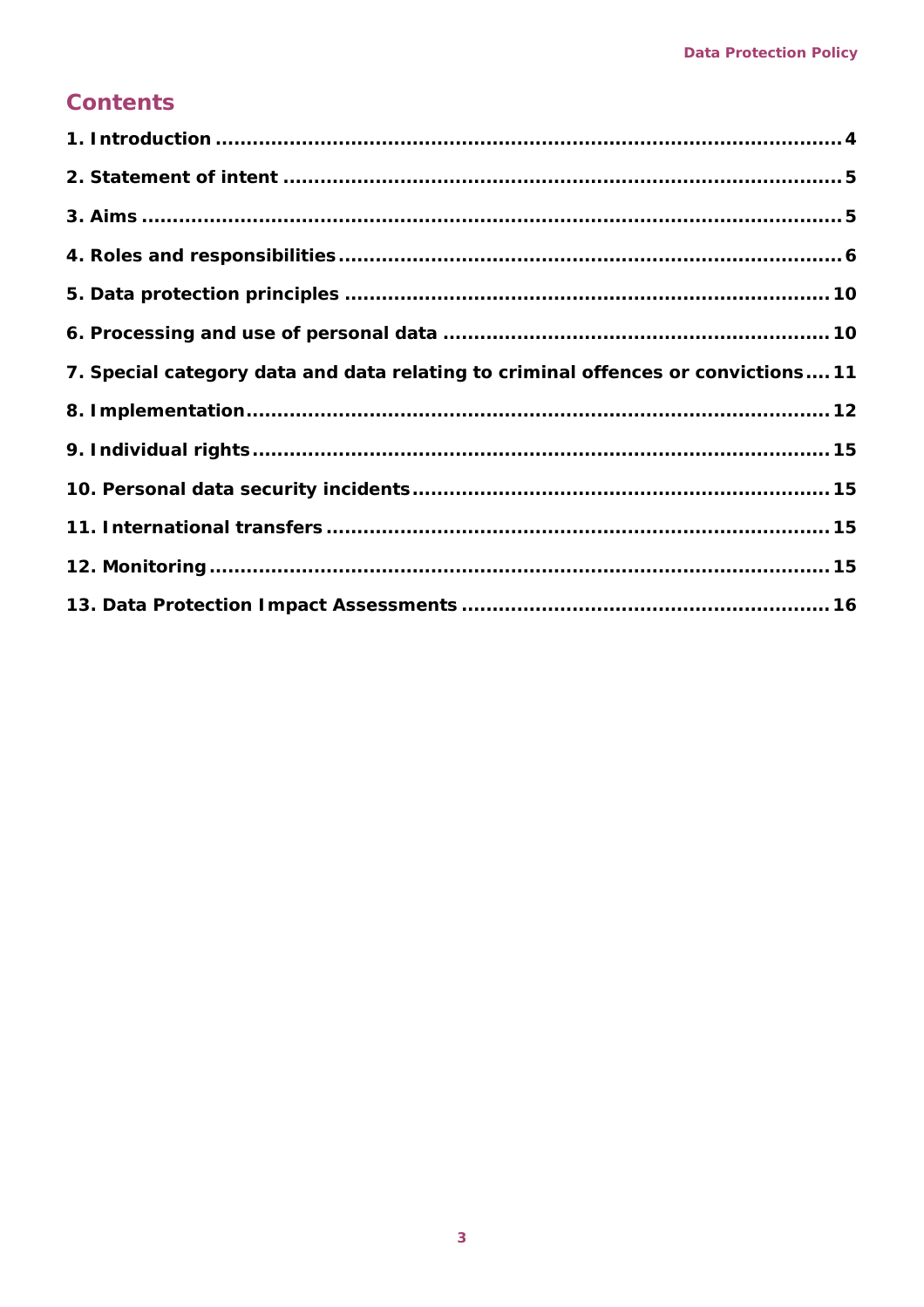## Contents

1. Introduction ........ 4
2. Statement of intent ........ 5
3. Aims ........ 5
4. Roles and responsibilities ........ 6
5. Data protection principles ........ 10
6. Processing and use of personal data ........ 10
7. Special category data and data relating to criminal offences or convictions ........ 11
8. Implementation ........ 12
9. Individual rights ........ 15
10. Personal data security incidents ........ 15
11. International transfers ........ 15
12. Monitoring ........ 15
13. Data Protection Impact Assessments ........ 16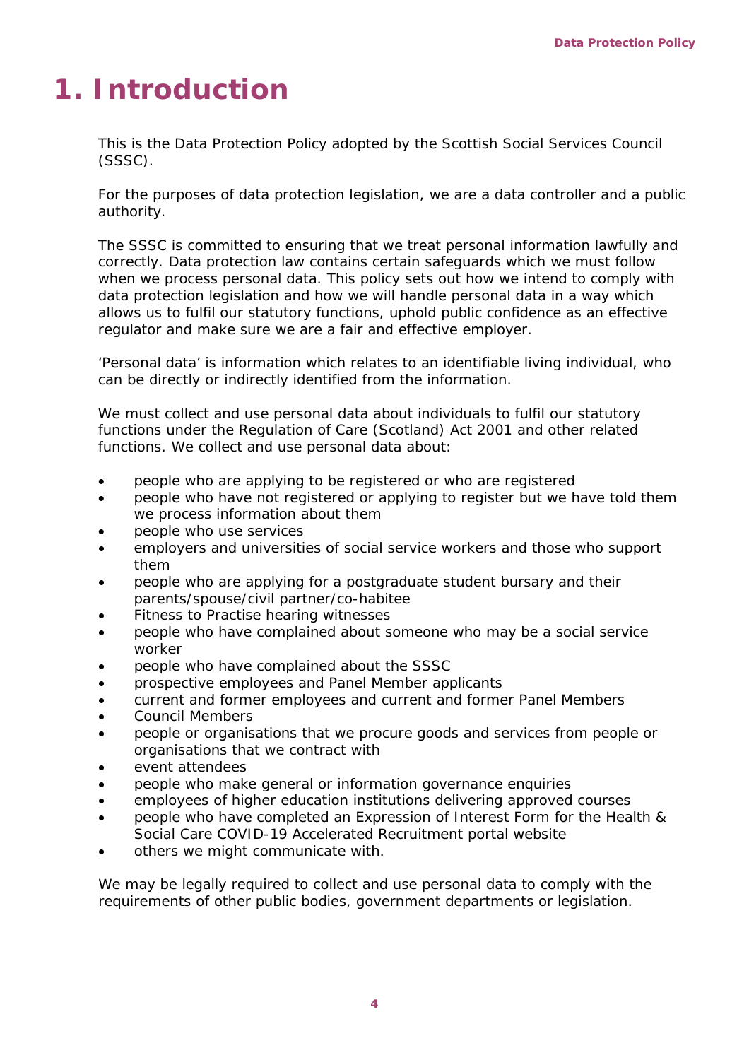# 1. Introduction

This is the Data Protection Policy adopted by the Scottish Social Services Council (SSSC).

For the purposes of data protection legislation, we are a data controller and a public authority.

The SSSC is committed to ensuring that we treat personal information lawfully and correctly. Data protection law contains certain safeguards which we must follow when we process personal data. This policy sets out how we intend to comply with data protection legislation and how we will handle personal data in a way which allows us to fulfil our statutory functions, uphold public confidence as an effective regulator and make sure we are a fair and effective employer.

'Personal data' is information which relates to an identifiable living individual, who can be directly or indirectly identified from the information.

We must collect and use personal data about individuals to fulfil our statutory functions under the Regulation of Care (Scotland) Act 2001 and other related functions. We collect and use personal data about:

- people who are applying to be registered or who are registered
- people who have not registered or applying to register but we have told them we process information about them
- people who use services
- employers and universities of social service workers and those who support them
- people who are applying for a postgraduate student bursary and their parents/spouse/civil partner/co-habitee
- Fitness to Practise hearing witnesses
- people who have complained about someone who may be a social service worker
- people who have complained about the SSSC
- prospective employees and Panel Member applicants
- current and former employees and current and former Panel Members
- Council Members
- people or organisations that we procure goods and services from people or organisations that we contract with
- event attendees
- people who make general or information governance enquiries
- employees of higher education institutions delivering approved courses
- people who have completed an Expression of Interest Form for the Health & Social Care COVID-19 Accelerated Recruitment portal website
- others we might communicate with.

We may be legally required to collect and use personal data to comply with the requirements of other public bodies, government departments or legislation.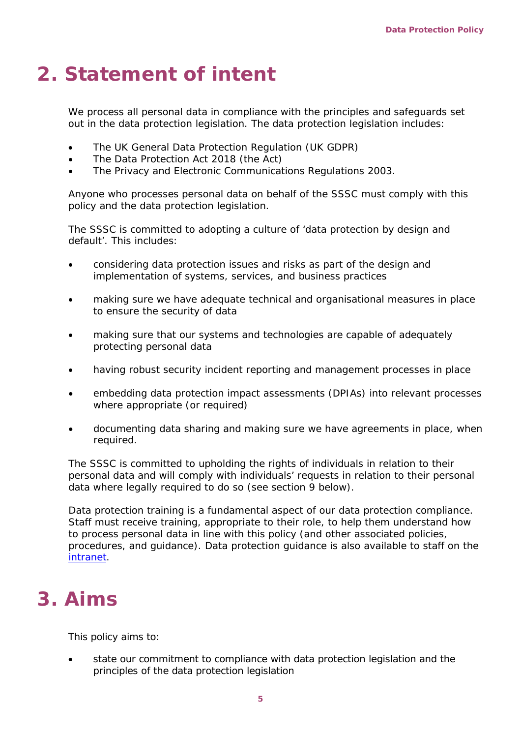# 2. Statement of intent

We process all personal data in compliance with the principles and safeguards set out in the data protection legislation. The data protection legislation includes:

- The UK General Data Protection Regulation (UK GDPR)
- The Data Protection Act 2018 (the Act)
- The Privacy and Electronic Communications Regulations 2003.

Anyone who processes personal data on behalf of the SSSC must comply with this policy and the data protection legislation.

The SSSC is committed to adopting a culture of 'data protection by design and default'. This includes:

- considering data protection issues and risks as part of the design and implementation of systems, services, and business practices
- making sure we have adequate technical and organisational measures in place to ensure the security of data
- making sure that our systems and technologies are capable of adequately protecting personal data
- having robust security incident reporting and management processes in place
- embedding data protection impact assessments (DPIAs) into relevant processes where appropriate (or required)
- documenting data sharing and making sure we have agreements in place, when required.

The SSSC is committed to upholding the rights of individuals in relation to their personal data and will comply with individuals' requests in relation to their personal data where legally required to do so (see section 9 below).

Data protection training is a fundamental aspect of our data protection compliance. Staff must receive training, appropriate to their role, to help them understand how to process personal data in line with this policy (and other associated policies, procedures, and guidance). Data protection guidance is also available to staff on the intranet.

# 3. Aims

This policy aims to:

- state our commitment to compliance with data protection legislation and the principles of the data protection legislation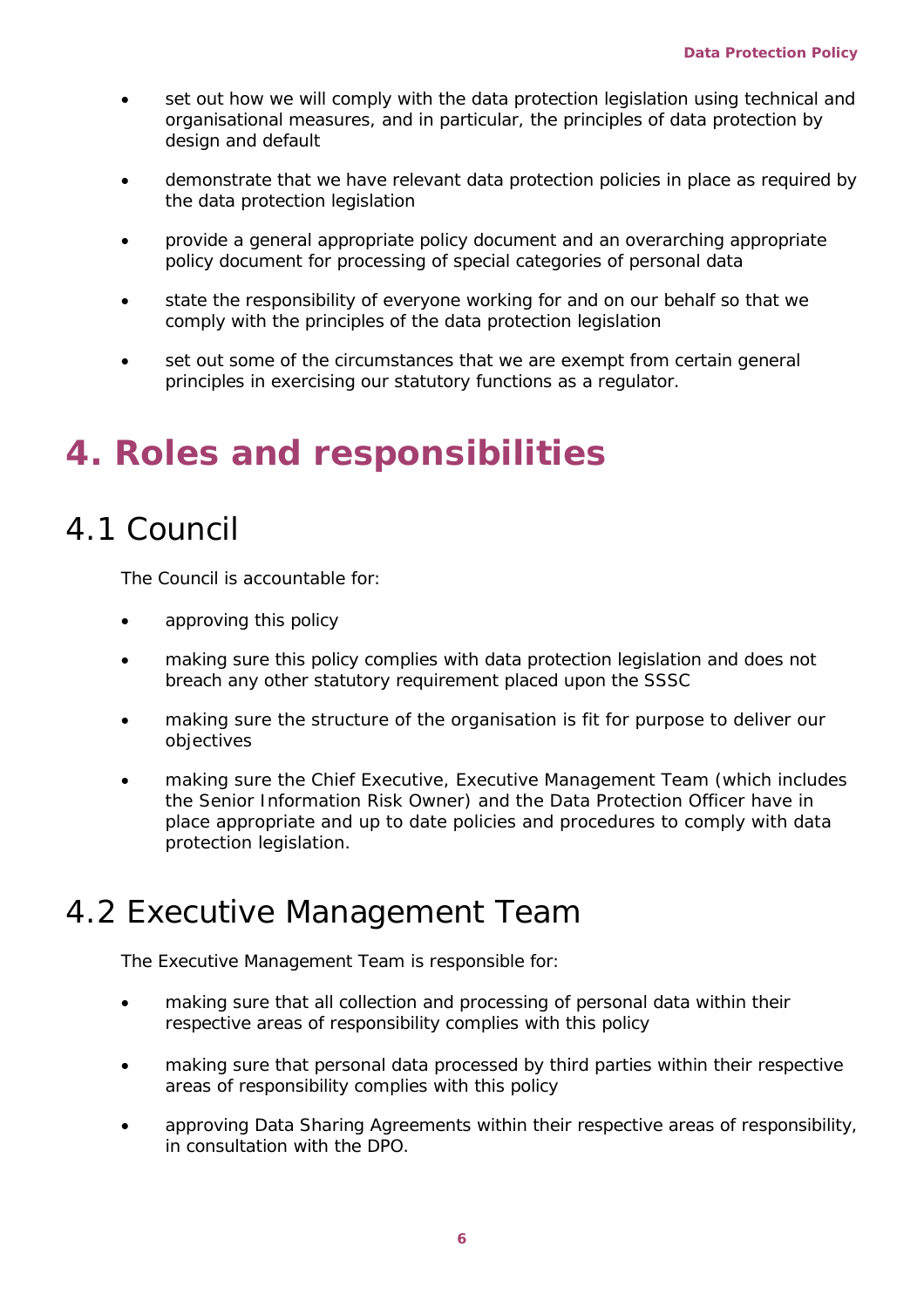- set out how we will comply with the data protection legislation using technical and organisational measures, and in particular, the principles of data protection by design and default
- demonstrate that we have relevant data protection policies in place as required by the data protection legislation
- provide a general appropriate policy document and an overarching appropriate policy document for processing of special categories of personal data
- state the responsibility of everyone working for and on our behalf so that we comply with the principles of the data protection legislation
- set out some of the circumstances that we are exempt from certain general principles in exercising our statutory functions as a regulator.

# 4. Roles and responsibilities

## 4.1 Council

The Council is accountable for:

- approving this policy
- making sure this policy complies with data protection legislation and does not breach any other statutory requirement placed upon the SSSC
- making sure the structure of the organisation is fit for purpose to deliver our objectives
- making sure the Chief Executive, Executive Management Team (which includes the Senior Information Risk Owner) and the Data Protection Officer have in place appropriate and up to date policies and procedures to comply with data protection legislation.

## 4.2 Executive Management Team

The Executive Management Team is responsible for:

- making sure that all collection and processing of personal data within their respective areas of responsibility complies with this policy
- making sure that personal data processed by third parties within their respective areas of responsibility complies with this policy
- approving Data Sharing Agreements within their respective areas of responsibility, in consultation with the DPO.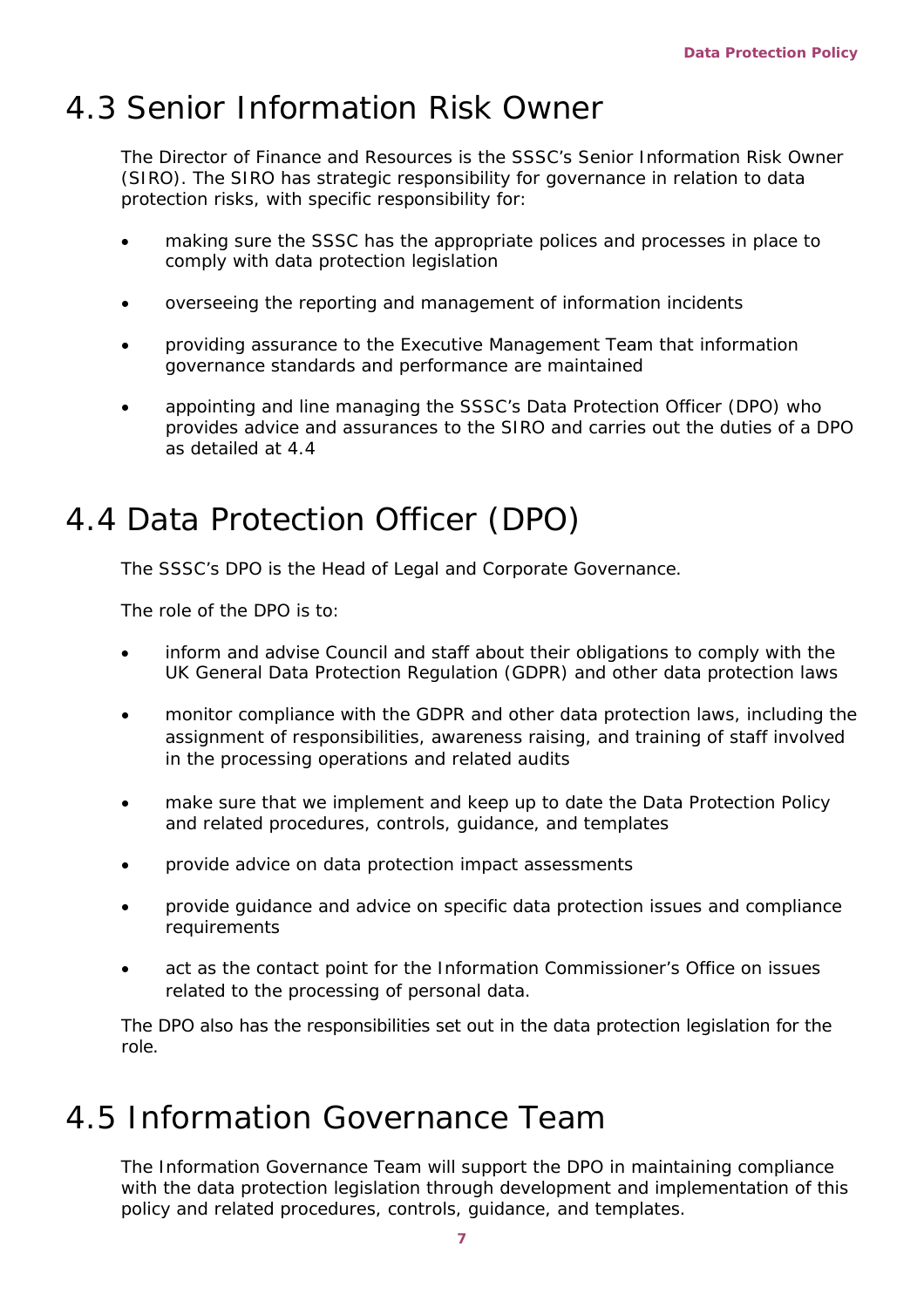## 4.3 Senior Information Risk Owner

The Director of Finance and Resources is the SSSC's Senior Information Risk Owner (SIRO). The SIRO has strategic responsibility for governance in relation to data protection risks, with specific responsibility for:

- making sure the SSSC has the appropriate polices and processes in place to comply with data protection legislation
- overseeing the reporting and management of information incidents
- providing assurance to the Executive Management Team that information governance standards and performance are maintained
- appointing and line managing the SSSC's Data Protection Officer (DPO) who provides advice and assurances to the SIRO and carries out the duties of a DPO as detailed at 4.4

## 4.4 Data Protection Officer (DPO)

The SSSC's DPO is the Head of Legal and Corporate Governance.

The role of the DPO is to:

- inform and advise Council and staff about their obligations to comply with the UK General Data Protection Regulation (GDPR) and other data protection laws
- monitor compliance with the GDPR and other data protection laws, including the assignment of responsibilities, awareness raising, and training of staff involved in the processing operations and related audits
- make sure that we implement and keep up to date the Data Protection Policy and related procedures, controls, guidance, and templates
- provide advice on data protection impact assessments
- provide guidance and advice on specific data protection issues and compliance requirements
- act as the contact point for the Information Commissioner's Office on issues related to the processing of personal data.

The DPO also has the responsibilities set out in the data protection legislation for the role.

## 4.5 Information Governance Team

The Information Governance Team will support the DPO in maintaining compliance with the data protection legislation through development and implementation of this policy and related procedures, controls, guidance, and templates.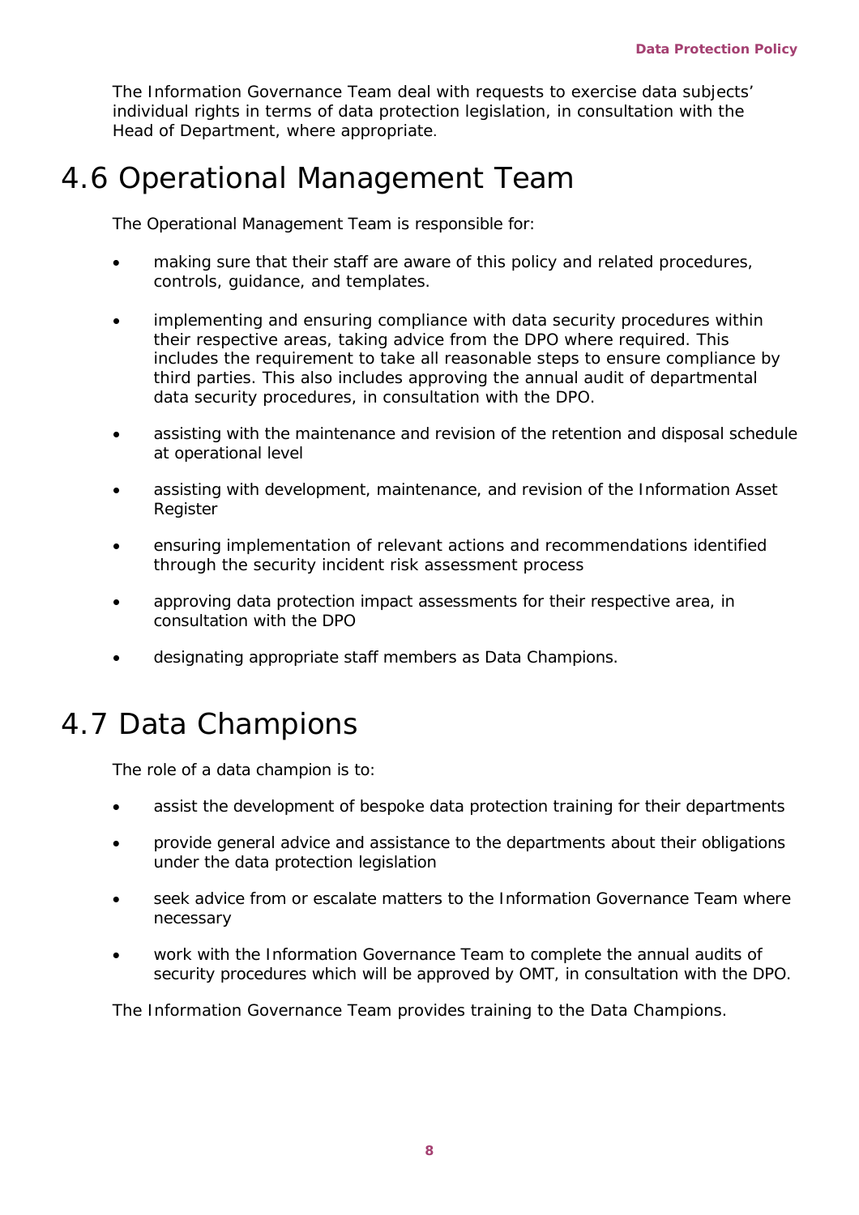The Information Governance Team deal with requests to exercise data subjects' individual rights in terms of data protection legislation, in consultation with the Head of Department, where appropriate.

# 4.6 Operational Management Team

The Operational Management Team is responsible for:

- making sure that their staff are aware of this policy and related procedures, controls, guidance, and templates.
- implementing and ensuring compliance with data security procedures within their respective areas, taking advice from the DPO where required. This includes the requirement to take all reasonable steps to ensure compliance by third parties. This also includes approving the annual audit of departmental data security procedures, in consultation with the DPO.
- assisting with the maintenance and revision of the retention and disposal schedule at operational level
- assisting with development, maintenance, and revision of the Information Asset Register
- ensuring implementation of relevant actions and recommendations identified through the security incident risk assessment process
- approving data protection impact assessments for their respective area, in consultation with the DPO
- designating appropriate staff members as Data Champions.

# 4.7 Data Champions

The role of a data champion is to:

- assist the development of bespoke data protection training for their departments
- provide general advice and assistance to the departments about their obligations under the data protection legislation
- seek advice from or escalate matters to the Information Governance Team where necessary
- work with the Information Governance Team to complete the annual audits of security procedures which will be approved by OMT, in consultation with the DPO.

The Information Governance Team provides training to the Data Champions.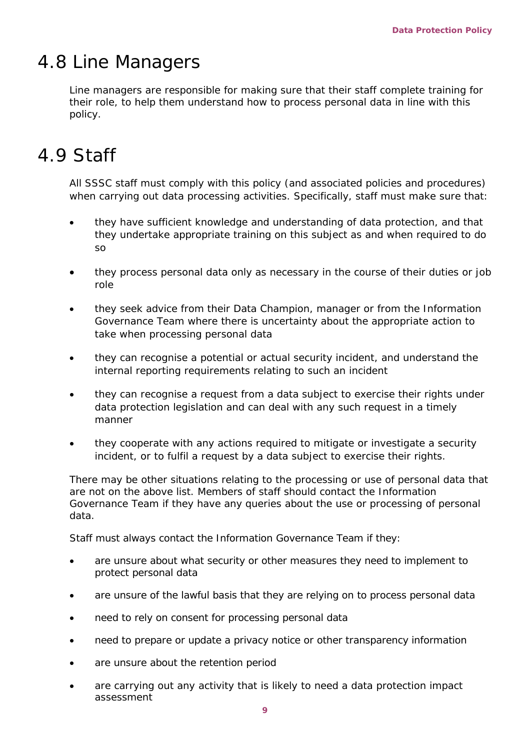## 4.8 Line Managers

Line managers are responsible for making sure that their staff complete training for their role, to help them understand how to process personal data in line with this policy.

## 4.9 Staff

All SSSC staff must comply with this policy (and associated policies and procedures) when carrying out data processing activities. Specifically, staff must make sure that:

- they have sufficient knowledge and understanding of data protection, and that they undertake appropriate training on this subject as and when required to do so
- they process personal data only as necessary in the course of their duties or job role
- they seek advice from their Data Champion, manager or from the Information Governance Team where there is uncertainty about the appropriate action to take when processing personal data
- they can recognise a potential or actual security incident, and understand the internal reporting requirements relating to such an incident
- they can recognise a request from a data subject to exercise their rights under data protection legislation and can deal with any such request in a timely manner
- they cooperate with any actions required to mitigate or investigate a security incident, or to fulfil a request by a data subject to exercise their rights.

There may be other situations relating to the processing or use of personal data that are not on the above list. Members of staff should contact the Information Governance Team if they have any queries about the use or processing of personal data.

Staff must always contact the Information Governance Team if they:

- are unsure about what security or other measures they need to implement to protect personal data
- are unsure of the lawful basis that they are relying on to process personal data
- need to rely on consent for processing personal data
- need to prepare or update a privacy notice or other transparency information
- are unsure about the retention period
- are carrying out any activity that is likely to need a data protection impact assessment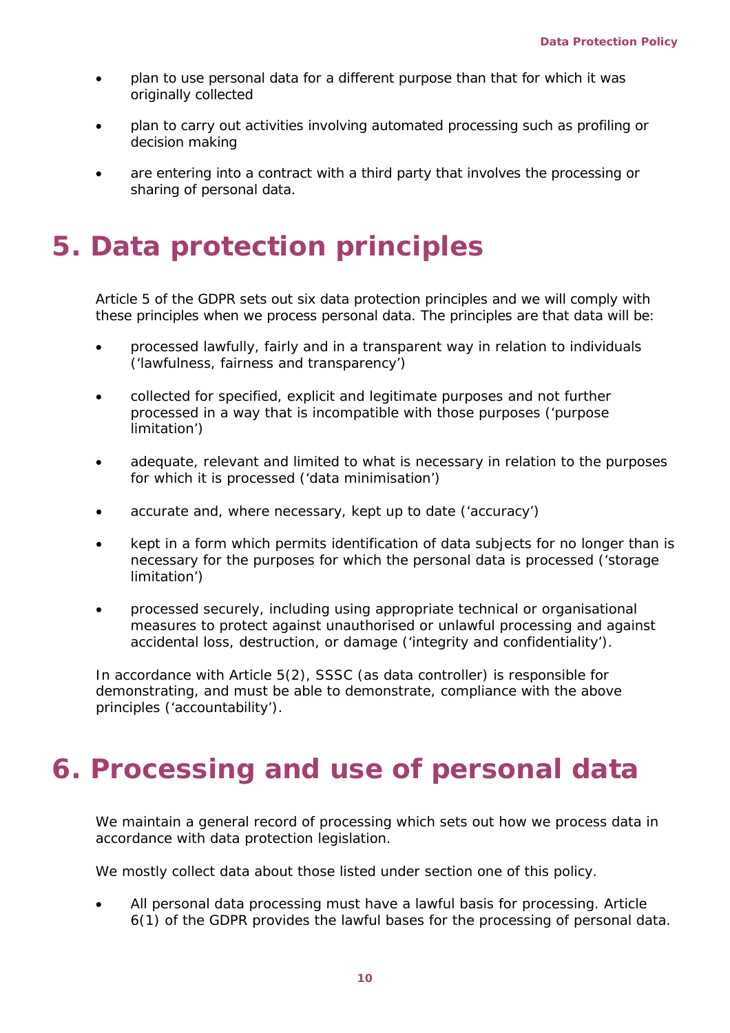- plan to use personal data for a different purpose than that for which it was originally collected
- plan to carry out activities involving automated processing such as profiling or decision making
- are entering into a contract with a third party that involves the processing or sharing of personal data.

# 5. Data protection principles

Article 5 of the GDPR sets out six data protection principles and we will comply with these principles when we process personal data. The principles are that data will be:

- processed lawfully, fairly and in a transparent way in relation to individuals ('lawfulness, fairness and transparency')
- collected for specified, explicit and legitimate purposes and not further processed in a way that is incompatible with those purposes ('purpose limitation')
- adequate, relevant and limited to what is necessary in relation to the purposes for which it is processed ('data minimisation')
- accurate and, where necessary, kept up to date ('accuracy')
- kept in a form which permits identification of data subjects for no longer than is necessary for the purposes for which the personal data is processed ('storage limitation')
- processed securely, including using appropriate technical or organisational measures to protect against unauthorised or unlawful processing and against accidental loss, destruction, or damage ('integrity and confidentiality').

In accordance with Article 5(2), SSSC (as data controller) is responsible for demonstrating, and must be able to demonstrate, compliance with the above principles ('accountability').

# 6. Processing and use of personal data

We maintain a general record of processing which sets out how we process data in accordance with data protection legislation.

We mostly collect data about those listed under section one of this policy.

- All personal data processing must have a lawful basis for processing. Article 6(1) of the GDPR provides the lawful bases for the processing of personal data.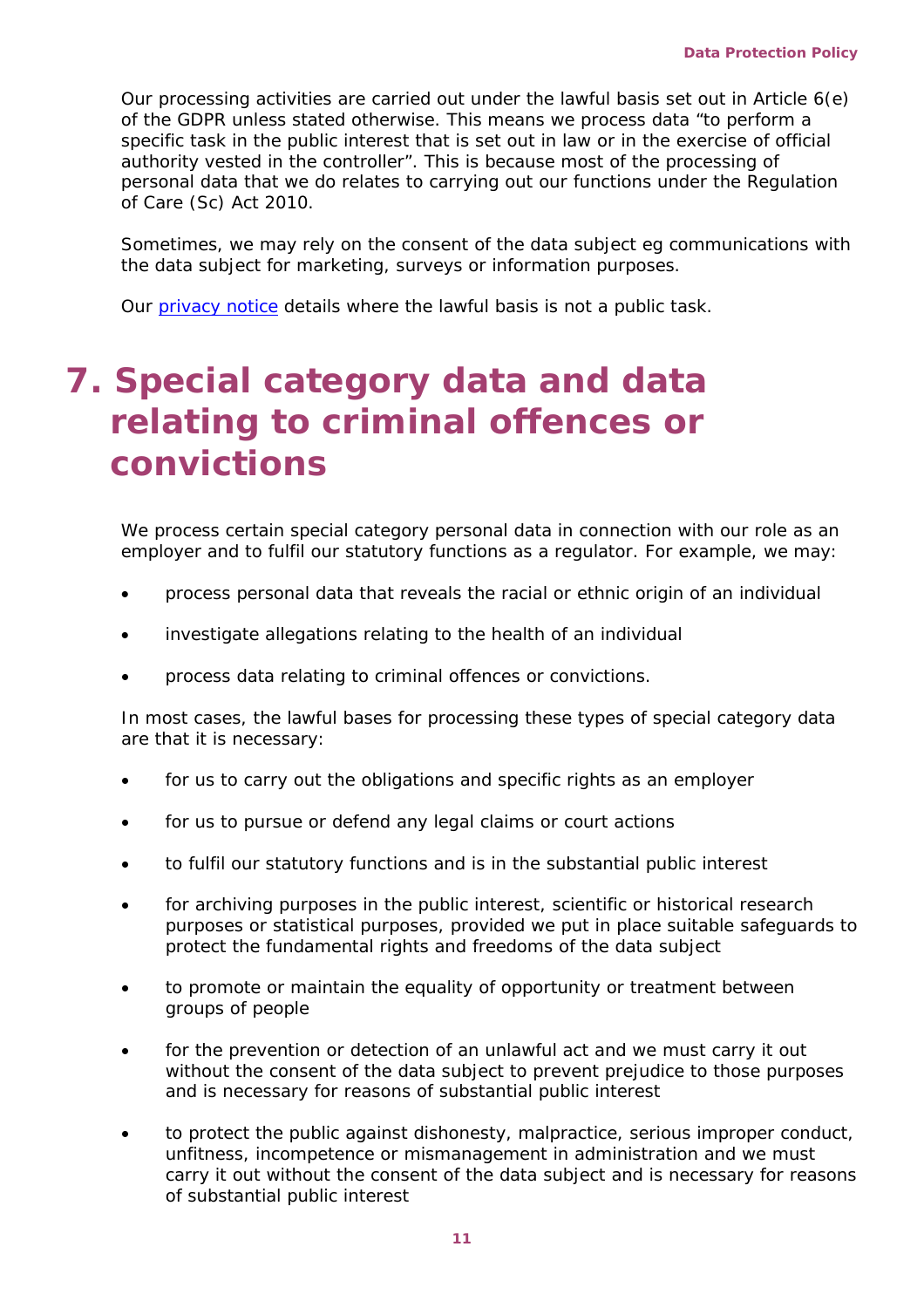Our processing activities are carried out under the lawful basis set out in Article 6(e) of the GDPR unless stated otherwise. This means we process data “to perform a specific task in the public interest that is set out in law or in the exercise of official authority vested in the controller”. This is because most of the processing of personal data that we do relates to carrying out our functions under the Regulation of Care (Sc) Act 2010.

Sometimes, we may rely on the consent of the data subject eg communications with the data subject for marketing, surveys or information purposes.

Our [privacy notice]() details where the lawful basis is not a public task.

# 7. Special category data and data relating to criminal offences or convictions

We process certain special category personal data in connection with our role as an employer and to fulfil our statutory functions as a regulator. For example, we may:

- process personal data that reveals the racial or ethnic origin of an individual
- investigate allegations relating to the health of an individual
- process data relating to criminal offences or convictions.

In most cases, the lawful bases for processing these types of special category data are that it is necessary:

- for us to carry out the obligations and specific rights as an employer
- for us to pursue or defend any legal claims or court actions
- to fulfil our statutory functions and is in the substantial public interest
- for archiving purposes in the public interest, scientific or historical research purposes or statistical purposes, provided we put in place suitable safeguards to protect the fundamental rights and freedoms of the data subject
- to promote or maintain the equality of opportunity or treatment between groups of people
- for the prevention or detection of an unlawful act and we must carry it out without the consent of the data subject to prevent prejudice to those purposes and is necessary for reasons of substantial public interest
- to protect the public against dishonesty, malpractice, serious improper conduct, unfitness, incompetence or mismanagement in administration and we must carry it out without the consent of the data subject and is necessary for reasons of substantial public interest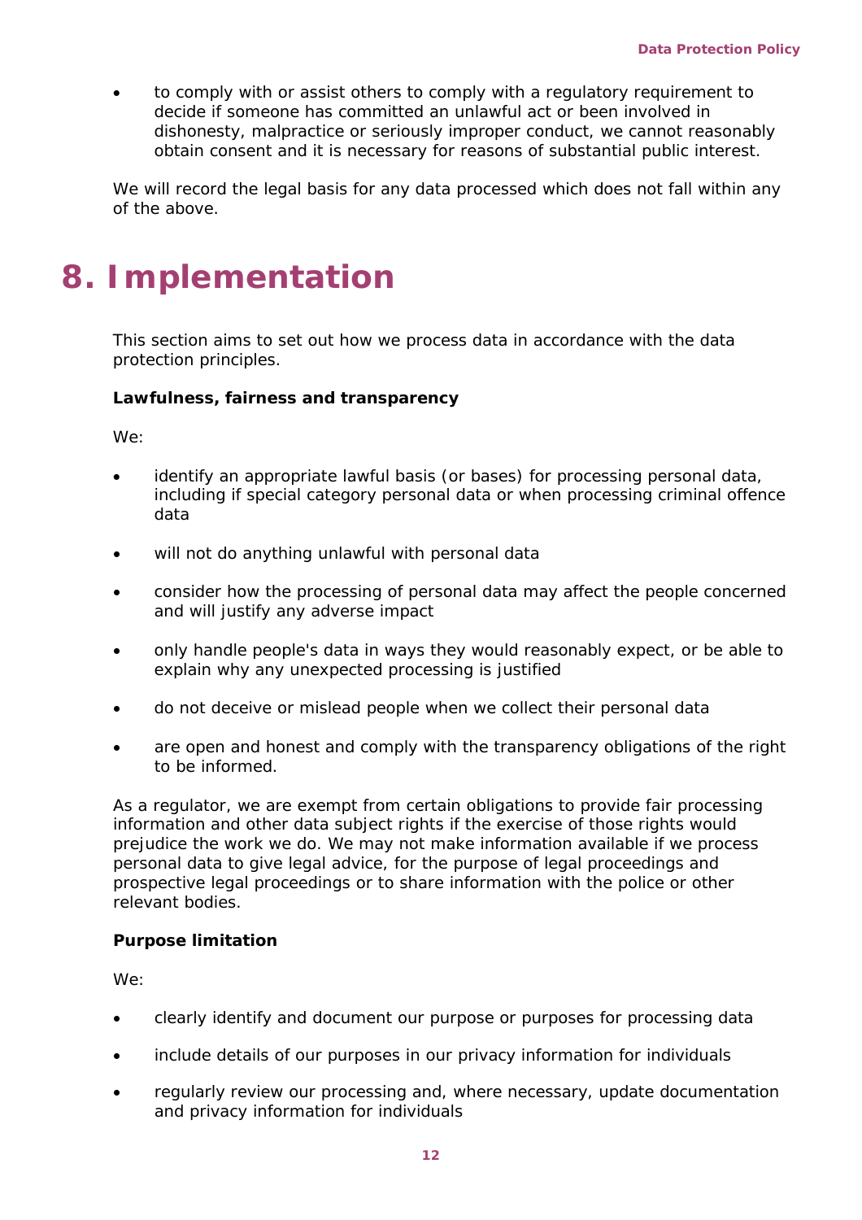- to comply with or assist others to comply with a regulatory requirement to decide if someone has committed an unlawful act or been involved in dishonesty, malpractice or seriously improper conduct, we cannot reasonably obtain consent and it is necessary for reasons of substantial public interest.

We will record the legal basis for any data processed which does not fall within any of the above.

# 8. Implementation

This section aims to set out how we process data in accordance with the data protection principles.

**Lawfulness, fairness and transparency**

We:

- identify an appropriate lawful basis (or bases) for processing personal data, including if special category personal data or when processing criminal offence data
- will not do anything unlawful with personal data
- consider how the processing of personal data may affect the people concerned and will justify any adverse impact
- only handle people's data in ways they would reasonably expect, or be able to explain why any unexpected processing is justified
- do not deceive or mislead people when we collect their personal data
- are open and honest and comply with the transparency obligations of the right to be informed.

As a regulator, we are exempt from certain obligations to provide fair processing information and other data subject rights if the exercise of those rights would prejudice the work we do. We may not make information available if we process personal data to give legal advice, for the purpose of legal proceedings and prospective legal proceedings or to share information with the police or other relevant bodies.

**Purpose limitation**

We:

- clearly identify and document our purpose or purposes for processing data
- include details of our purposes in our privacy information for individuals
- regularly review our processing and, where necessary, update documentation and privacy information for individuals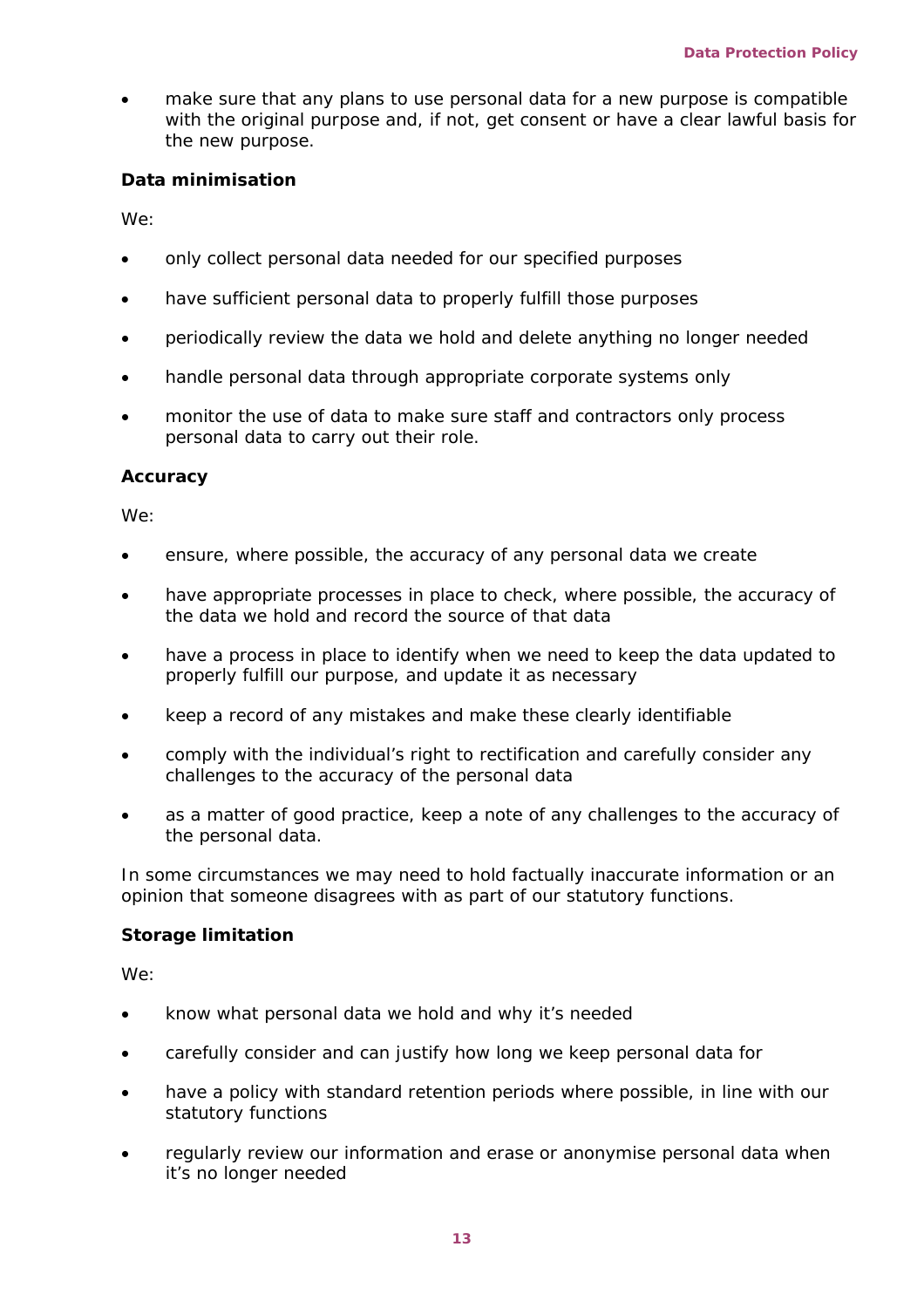- make sure that any plans to use personal data for a new purpose is compatible with the original purpose and, if not, get consent or have a clear lawful basis for the new purpose.

**Data minimisation**

We:

- only collect personal data needed for our specified purposes
- have sufficient personal data to properly fulfill those purposes
- periodically review the data we hold and delete anything no longer needed
- handle personal data through appropriate corporate systems only
- monitor the use of data to make sure staff and contractors only process personal data to carry out their role.

**Accuracy**

We:

- ensure, where possible, the accuracy of any personal data we create
- have appropriate processes in place to check, where possible, the accuracy of the data we hold and record the source of that data
- have a process in place to identify when we need to keep the data updated to properly fulfill our purpose, and update it as necessary
- keep a record of any mistakes and make these clearly identifiable
- comply with the individual's right to rectification and carefully consider any challenges to the accuracy of the personal data
- as a matter of good practice, keep a note of any challenges to the accuracy of the personal data.

In some circumstances we may need to hold factually inaccurate information or an opinion that someone disagrees with as part of our statutory functions.

**Storage limitation**

We:

- know what personal data we hold and why it's needed
- carefully consider and can justify how long we keep personal data for
- have a policy with standard retention periods where possible, in line with our statutory functions
- regularly review our information and erase or anonymise personal data when it's no longer needed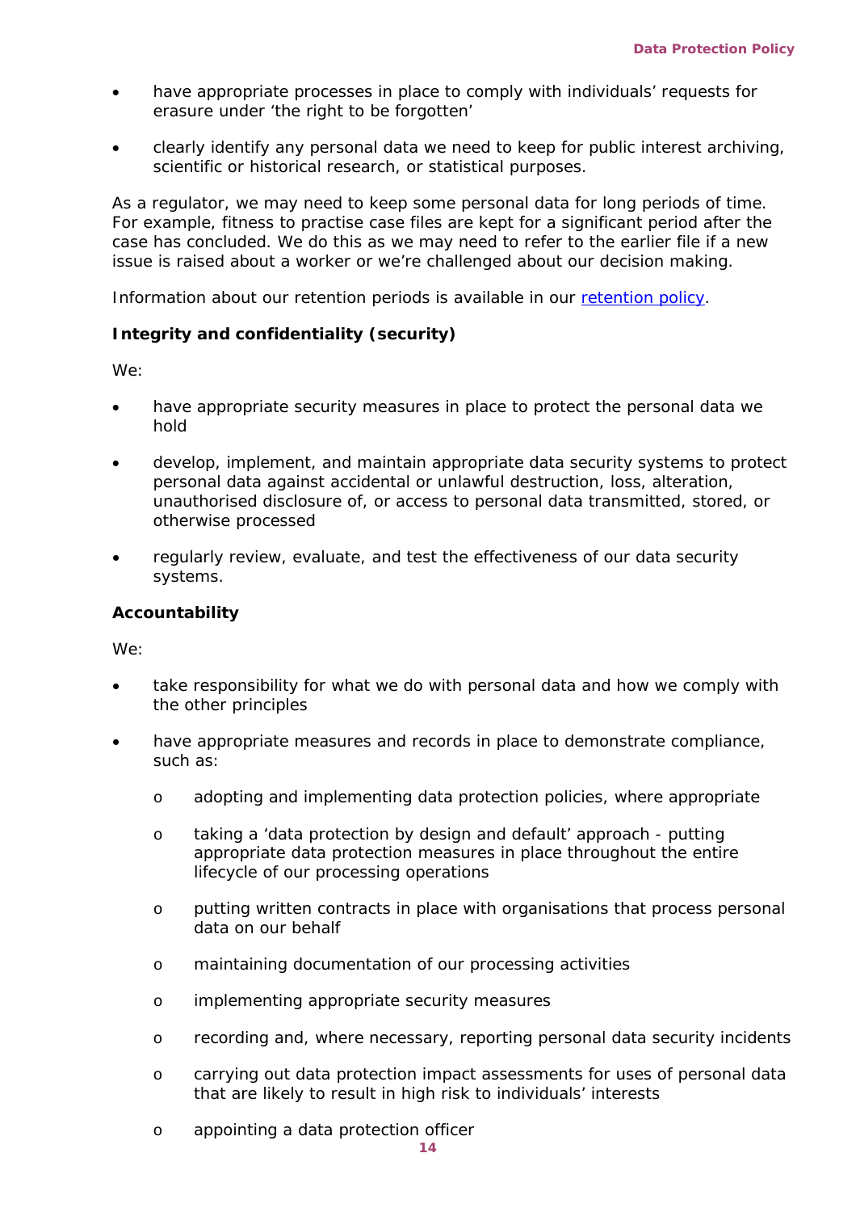- have appropriate processes in place to comply with individuals' requests for erasure under 'the right to be forgotten'
- clearly identify any personal data we need to keep for public interest archiving, scientific or historical research, or statistical purposes.

As a regulator, we may need to keep some personal data for long periods of time. For example, fitness to practise case files are kept for a significant period after the case has concluded. We do this as we may need to refer to the earlier file if a new issue is raised about a worker or we're challenged about our decision making.

Information about our retention periods is available in our [retention policy](#).

**Integrity and confidentiality (security)**

We:

- have appropriate security measures in place to protect the personal data we hold
- develop, implement, and maintain appropriate data security systems to protect personal data against accidental or unlawful destruction, loss, alteration, unauthorised disclosure of, or access to personal data transmitted, stored, or otherwise processed
- regularly review, evaluate, and test the effectiveness of our data security systems.

**Accountability**

We:

- take responsibility for what we do with personal data and how we comply with the other principles
- have appropriate measures and records in place to demonstrate compliance, such as:
    - adopting and implementing data protection policies, where appropriate
    - taking a 'data protection by design and default' approach - putting appropriate data protection measures in place throughout the entire lifecycle of our processing operations
    - putting written contracts in place with organisations that process personal data on our behalf
    - maintaining documentation of our processing activities
    - implementing appropriate security measures
    - recording and, where necessary, reporting personal data security incidents
    - carrying out data protection impact assessments for uses of personal data that are likely to result in high risk to individuals' interests
    - appointing a data protection officer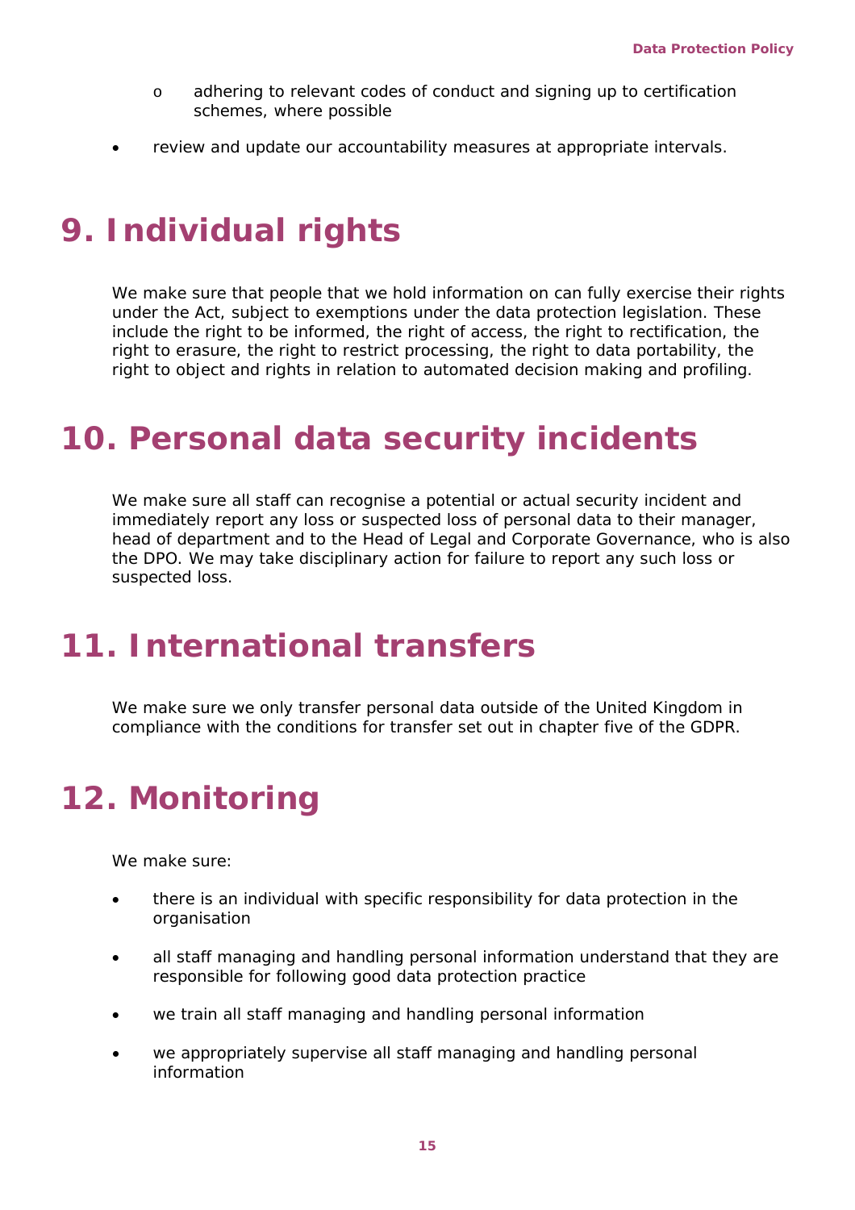- adhering to relevant codes of conduct and signing up to certification schemes, where possible

- review and update our accountability measures at appropriate intervals.

# 9. Individual rights

We make sure that people that we hold information on can fully exercise their rights under the Act, subject to exemptions under the data protection legislation. These include the right to be informed, the right of access, the right to rectification, the right to erasure, the right to restrict processing, the right to data portability, the right to object and rights in relation to automated decision making and profiling.

# 10. Personal data security incidents

We make sure all staff can recognise a potential or actual security incident and immediately report any loss or suspected loss of personal data to their manager, head of department and to the Head of Legal and Corporate Governance, who is also the DPO. We may take disciplinary action for failure to report any such loss or suspected loss.

# 11. International transfers

We make sure we only transfer personal data outside of the United Kingdom in compliance with the conditions for transfer set out in chapter five of the GDPR.

# 12. Monitoring

We make sure:

- there is an individual with specific responsibility for data protection in the organisation

- all staff managing and handling personal information understand that they are responsible for following good data protection practice

- we train all staff managing and handling personal information

- we appropriately supervise all staff managing and handling personal information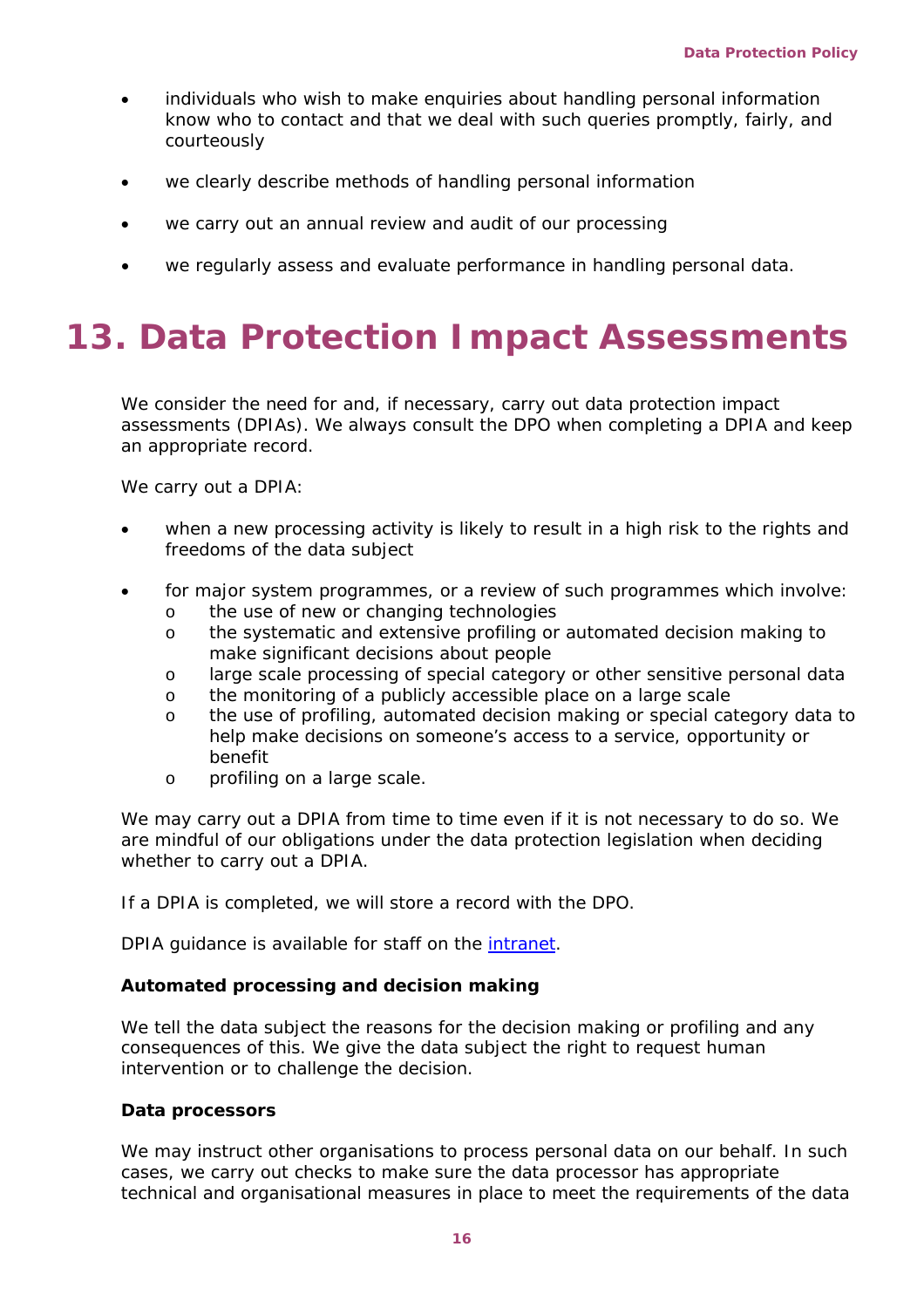- individuals who wish to make enquiries about handling personal information know who to contact and that we deal with such queries promptly, fairly, and courteously
- we clearly describe methods of handling personal information
- we carry out an annual review and audit of our processing
- we regularly assess and evaluate performance in handling personal data.

# 13. Data Protection Impact Assessments

We consider the need for and, if necessary, carry out data protection impact assessments (DPIAs). We always consult the DPO when completing a DPIA and keep an appropriate record.

We carry out a DPIA:

- when a new processing activity is likely to result in a high risk to the rights and freedoms of the data subject
- for major system programmes, or a review of such programmes which involve:
    - the use of new or changing technologies
    - the systematic and extensive profiling or automated decision making to make significant decisions about people
    - large scale processing of special category or other sensitive personal data
    - the monitoring of a publicly accessible place on a large scale
    - the use of profiling, automated decision making or special category data to help make decisions on someone's access to a service, opportunity or benefit
    - profiling on a large scale.

We may carry out a DPIA from time to time even if it is not necessary to do so. We are mindful of our obligations under the data protection legislation when deciding whether to carry out a DPIA.

If a DPIA is completed, we will store a record with the DPO.

DPIA guidance is available for staff on the intranet.

**Automated processing and decision making**

We tell the data subject the reasons for the decision making or profiling and any consequences of this. We give the data subject the right to request human intervention or to challenge the decision.

**Data processors**

We may instruct other organisations to process personal data on our behalf. In such cases, we carry out checks to make sure the data processor has appropriate technical and organisational measures in place to meet the requirements of the data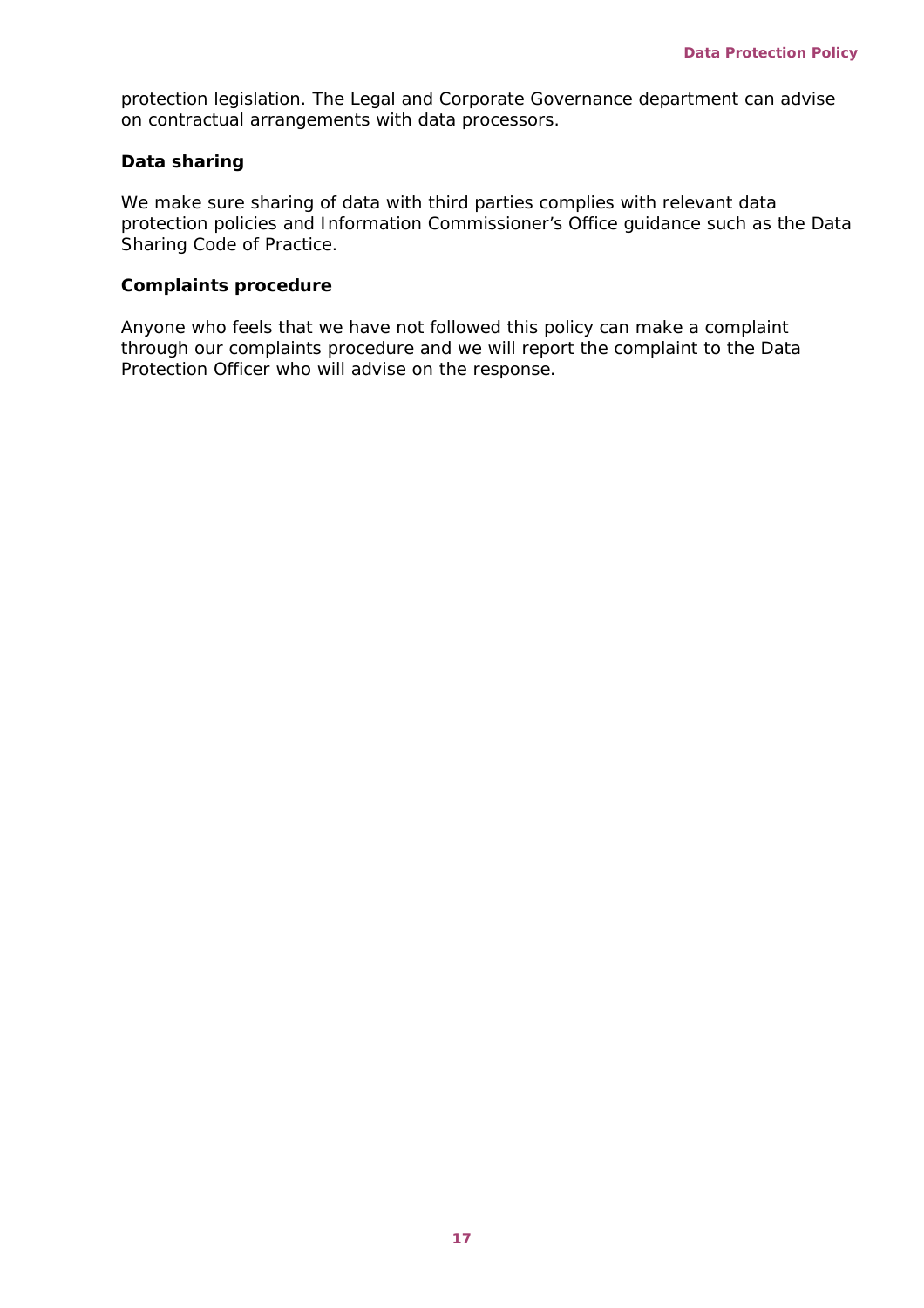protection legislation. The Legal and Corporate Governance department can advise on contractual arrangements with data processors.

### Data sharing

We make sure sharing of data with third parties complies with relevant data protection policies and Information Commissioner's Office guidance such as the Data Sharing Code of Practice.

### Complaints procedure

Anyone who feels that we have not followed this policy can make a complaint through our complaints procedure and we will report the complaint to the Data Protection Officer who will advise on the response.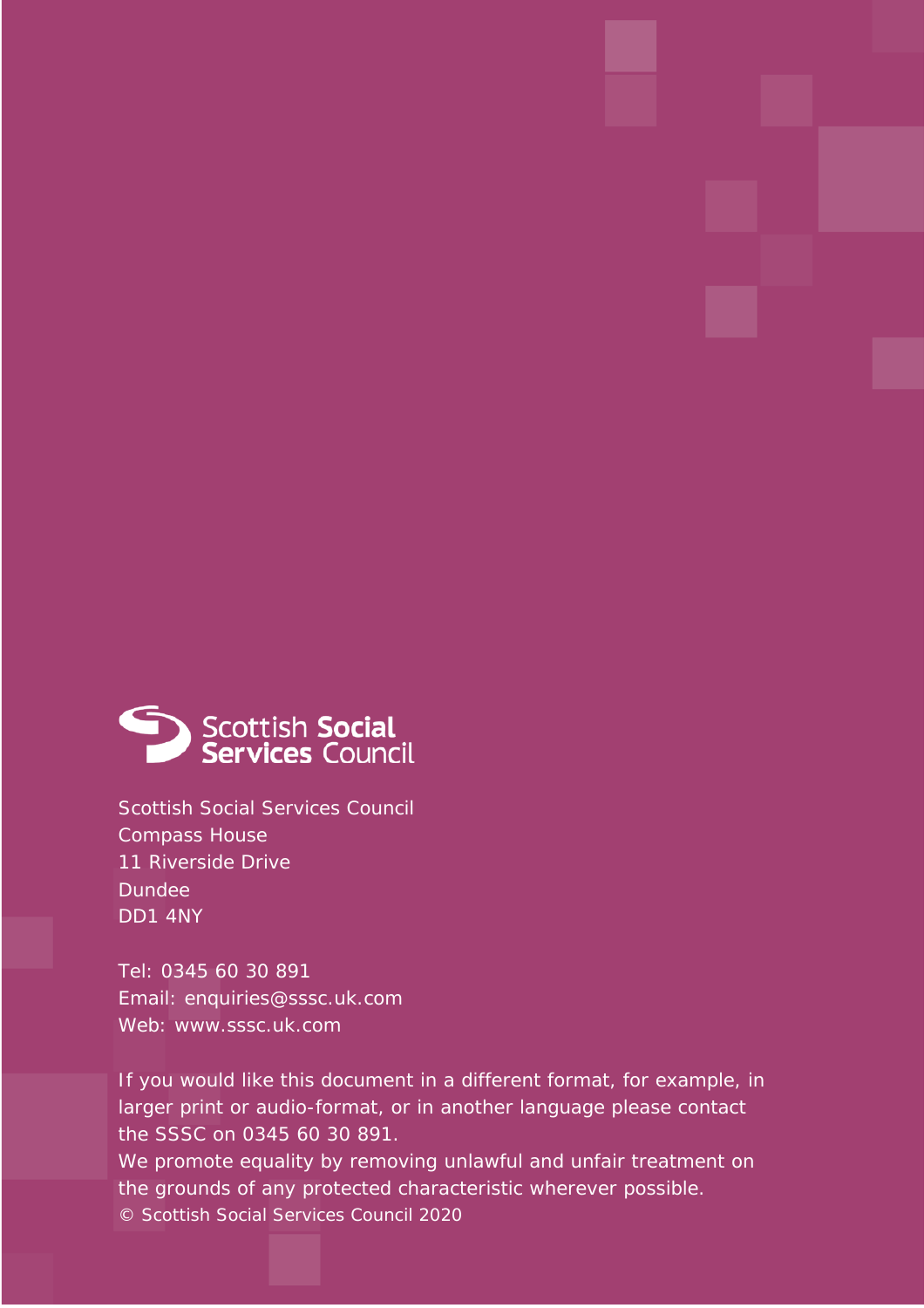Scottish Social Services Council

Scottish Social Services Council
Compass House
11 Riverside Drive
Dundee
DD1 4NY

Tel: 0345 60 30 891
Email: enquiries@sssc.uk.com
Web: www.sssc.uk.com

If you would like this document in a different format, for example, in larger print or audio-format, or in another language please contact the SSSC on 0345 60 30 891.
We promote equality by removing unlawful and unfair treatment on the grounds of any protected characteristic wherever possible.
© Scottish Social Services Council 2020